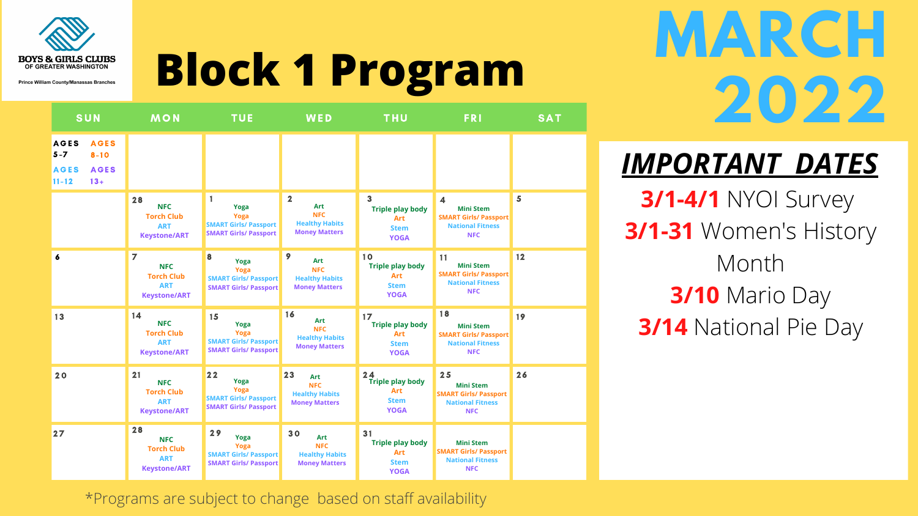BOYS & GIRLS CLUBS OF GREATER WASHINGTON

Prince William County/Manassas Branches

# Block 1 Program

# MARCH 2022

| SUN | MON | TUE | WED | THU | FRI | SAT |
|---|---|---|---|---|---|---|
| AGES 5-7<br>AGES 8-10<br>AGES 11-12<br>AGES 13+ | | | | | | |
| | 28<br>NFC<br>Torch Club<br>ART<br>Keystone/ART | 1<br>Yoga<br>Yoga<br>SMART Girls/ Passport<br>SMART Girls/ Passport | 2<br>Art<br>NFC<br>Healthy Habits<br>Money Matters | 3<br>Triple play body<br>Art<br>Stem<br>YOGA | 4<br>Mini Stem<br>SMART Girls/ Passport<br>National Fitness<br>NFC | 5 |
| 6 | 7<br>NFC<br>Torch Club<br>ART<br>Keystone/ART | 8<br>Yoga<br>Yoga<br>SMART Girls/ Passport<br>SMART Girls/ Passport | 9<br>Art<br>NFC<br>Healthy Habits<br>Money Matters | 10<br>Triple play body<br>Art<br>Stem<br>YOGA | 11<br>Mini Stem<br>SMART Girls/ Passport<br>National Fitness<br>NFC | 12 |
| 13 | 14<br>NFC<br>Torch Club<br>ART<br>Keystone/ART | 15<br>Yoga<br>Yoga<br>SMART Girls/ Passport<br>SMART Girls/ Passport | 16<br>Art<br>NFC<br>Healthy Habits<br>Money Matters | 17<br>Triple play body<br>Art<br>Stem<br>YOGA | 18<br>Mini Stem<br>SMART Girls/ Passport<br>National Fitness<br>NFC | 19 |
| 20 | 21<br>NFC<br>Torch Club<br>ART<br>Keystone/ART | 22<br>Yoga<br>Yoga<br>SMART Girls/ Passport<br>SMART Girls/ Passport | 23<br>Art<br>NFC<br>Healthy Habits<br>Money Matters | 24<br>Triple play body<br>Art<br>Stem<br>YOGA | 25<br>Mini Stem<br>SMART Girls/ Passport<br>National Fitness<br>NFC | 26 |
| 27 | 28<br>NFC<br>Torch Club<br>ART<br>Keystone/ART | 29<br>Yoga<br>Yoga<br>SMART Girls/ Passport<br>SMART Girls/ Passport | 30<br>Art<br>NFC<br>Healthy Habits<br>Money Matters | 31<br>Triple play body<br>Art<br>Stem<br>YOGA | Mini Stem<br>SMART Girls/ Passport<br>National Fitness<br>NFC | |

*Programs are subject to change based on staff availability

## *IMPORTANT DATES*

**3/1-4/1** NYOI Survey

**3/1-31** Women's History Month

**3/10** Mario Day

**3/14** National Pie Day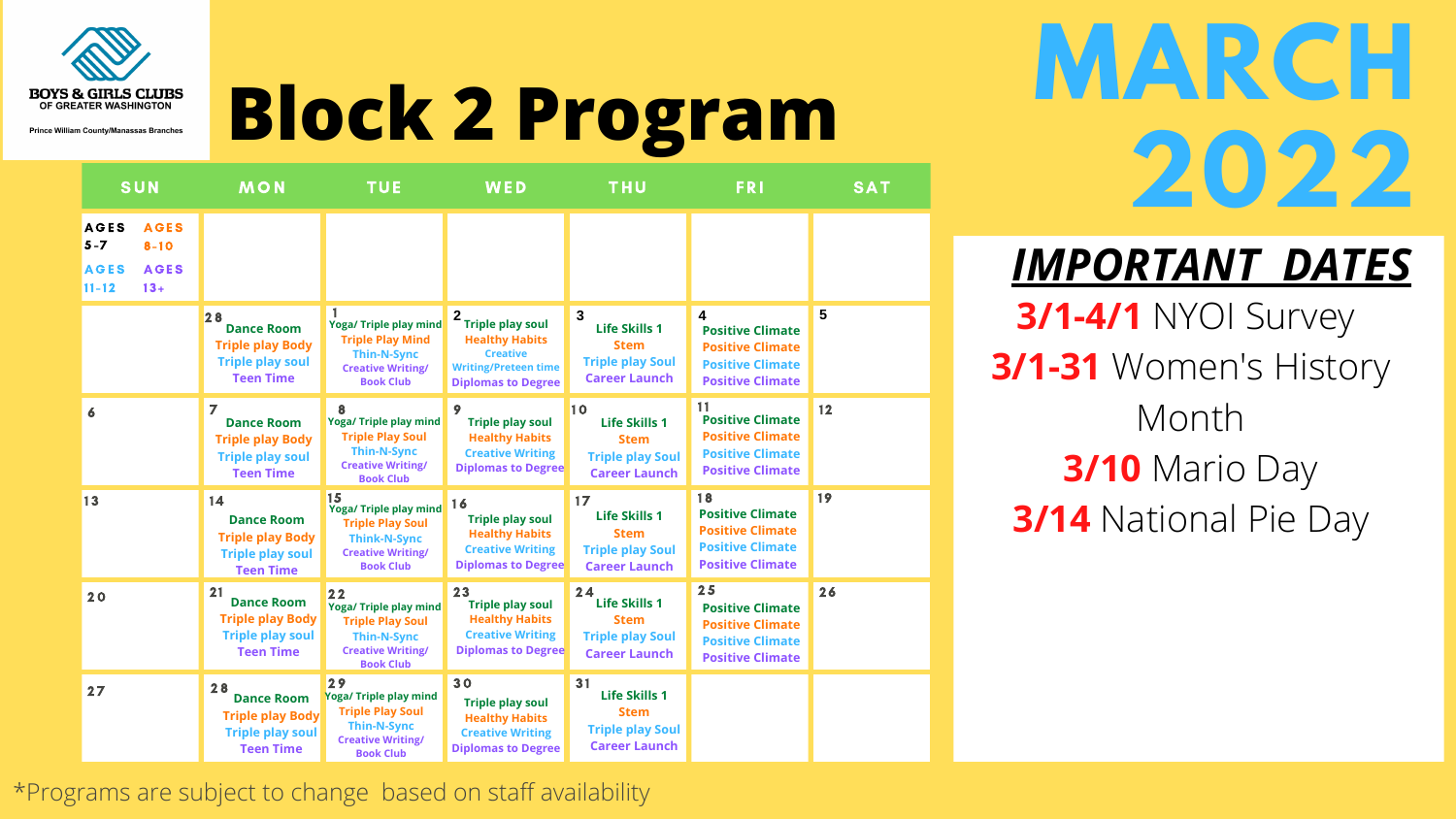BOYS & GIRLS CLUBS OF GREATER WASHINGTON

Prince William County/Manassas Branches

# Block 2 Program

# MARCH 2022

| SUN | MON | TUE | WED | THU | FRI | SAT |
|---|---|---|---|---|---|---|
| AGES 5-7<br>AGES 8-10<br>AGES 11-12<br>AGES 13+ | | | | | | |
| | 28<br>Dance Room<br>Triple play Body<br>Triple play soul<br>Teen Time | 1<br>Yoga/ Triple play mind<br>Triple Play Mind<br>Thin-N-Sync<br>Creative Writing/ Book Club | 2<br>Triple play soul<br>Healthy Habits<br>Creative Writing/Preteen time<br>Diplomas to Degree | 3<br>Life Skills 1<br>Stem<br>Triple play Soul<br>Career Launch | 4<br>Positive Climate<br>Positive Climate<br>Positive Climate<br>Positive Climate | 5 |
| 6 | 7<br>Dance Room<br>Triple play Body<br>Triple play soul<br>Teen Time | 8<br>Yoga/ Triple play mind<br>Triple Play Soul<br>Thin-N-Sync<br>Creative Writing/ Book Club | 9<br>Triple play soul<br>Healthy Habits<br>Creative Writing<br>Diplomas to Degree | 10<br>Life Skills 1<br>Stem<br>Triple play Soul<br>Career Launch | 11<br>Positive Climate<br>Positive Climate<br>Positive Climate<br>Positive Climate | 12 |
| 13 | 14<br>Dance Room<br>Triple play Body<br>Triple play soul<br>Teen Time | 15<br>Yoga/ Triple play mind<br>Triple Play Soul<br>Think-N-Sync<br>Creative Writing/ Book Club | 16<br>Triple play soul<br>Healthy Habits<br>Creative Writing<br>Diplomas to Degree | 17<br>Life Skills 1<br>Stem<br>Triple play Soul<br>Career Launch | 18<br>Positive Climate<br>Positive Climate<br>Positive Climate<br>Positive Climate | 19 |
| 20 | 21<br>Dance Room<br>Triple play Body<br>Triple play soul<br>Teen Time | 22<br>Yoga/ Triple play mind<br>Triple Play Soul<br>Thin-N-Sync<br>Creative Writing/ Book Club | 23<br>Triple play soul<br>Healthy Habits<br>Creative Writing<br>Diplomas to Degree | 24<br>Life Skills 1<br>Stem<br>Triple play Soul<br>Career Launch | 25<br>Positive Climate<br>Positive Climate<br>Positive Climate<br>Positive Climate | 26 |
| 27 | 28<br>Dance Room<br>Triple play Body<br>Triple play soul<br>Teen Time | 29<br>Yoga/ Triple play mind<br>Triple Play Soul<br>Thin-N-Sync<br>Creative Writing/ Book Club | 30<br>Triple play soul<br>Healthy Habits<br>Creative Writing<br>Diplomas to Degree | 31<br>Life Skills 1<br>Stem<br>Triple play Soul<br>Career Launch | | |

## *IMPORTANT DATES*

**3/1-4/1** NYOI Survey

**3/1-31** Women's History Month

**3/10** Mario Day

**3/14** National Pie Day

*Programs are subject to change based on staff availability